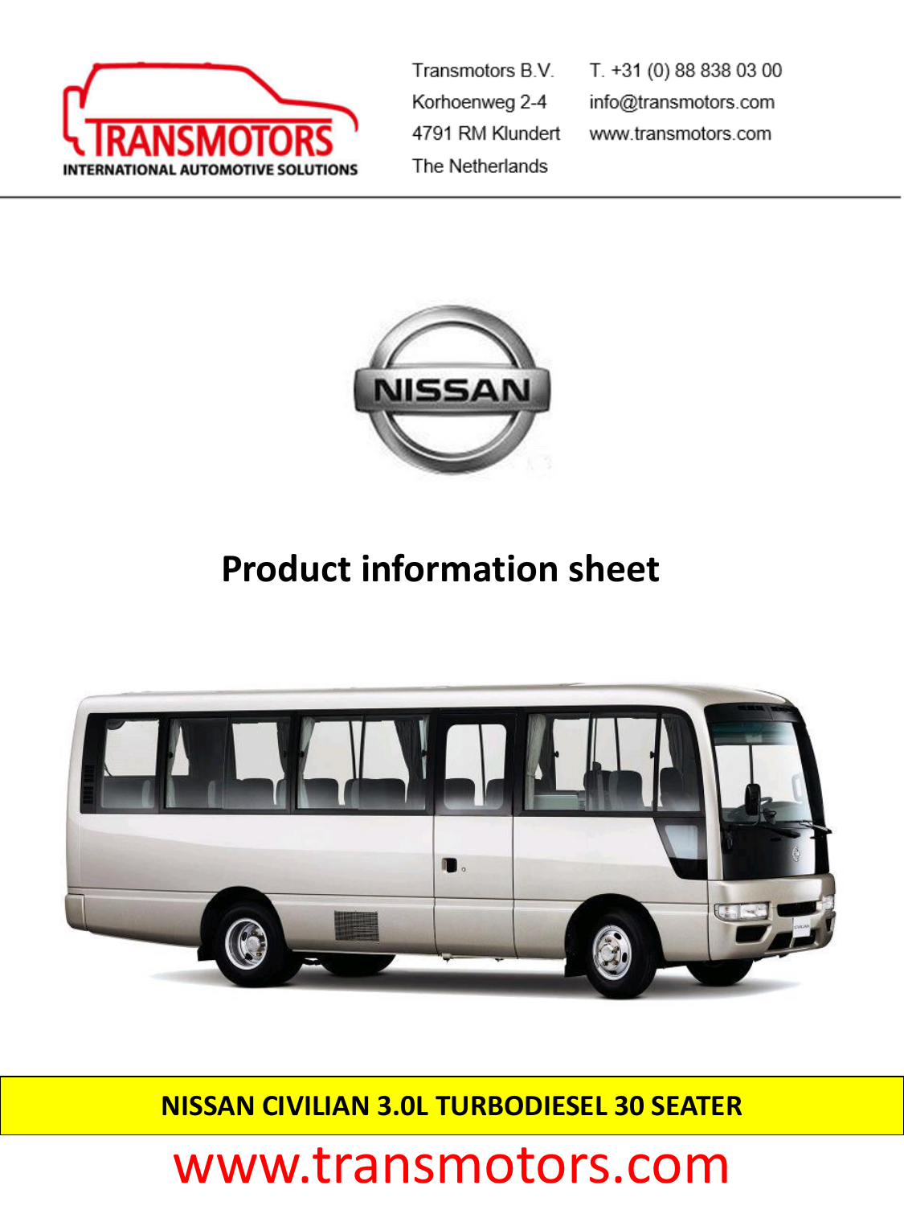Transmotors B.V.
Korhoenweg 2-4
4791 RM Klundert
The Netherlands

T. +31 (0) 88 838 03 00
info@transmotors.com
www.transmotors.com

# Product information sheet

**NISSAN CIVILIAN 3.0L TURBODIESEL 30 SEATER**

www.transmotors.com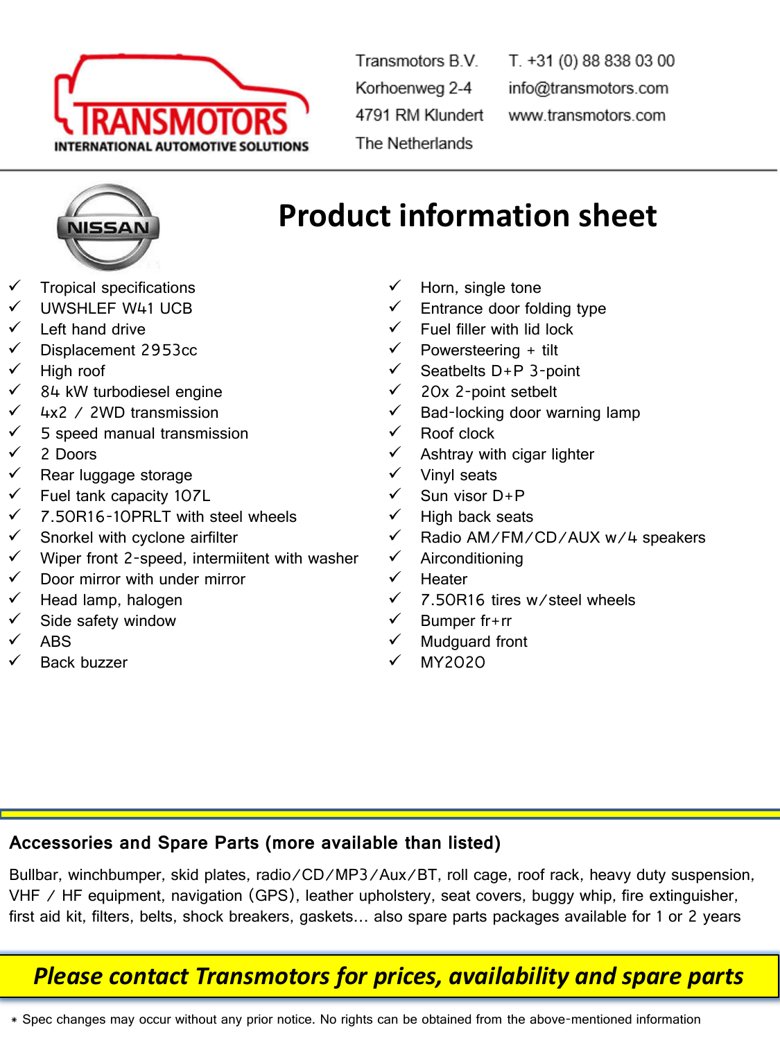TRANSMOTORS
INTERNATIONAL AUTOMOTIVE SOLUTIONS

Transmotors B.V.
Korhoenweg 2-4
4791 RM Klundert
The Netherlands

T. +31 (0) 88 838 03 00
info@transmotors.com
www.transmotors.com

NISSAN

# Product information sheet

- ✓ Tropical specifications
- ✓ UWSHLEF W41 UCB
- ✓ Left hand drive
- ✓ Displacement 2953cc
- ✓ High roof
- ✓ 84 kW turbodiesel engine
- ✓ 4x2 / 2WD transmission
- ✓ 5 speed manual transmission
- ✓ 2 Doors
- ✓ Rear luggage storage
- ✓ Fuel tank capacity 107L
- ✓ 7.50R16-10PRLT with steel wheels
- ✓ Snorkel with cyclone airfilter
- ✓ Wiper front 2-speed, intermiitent with washer
- ✓ Door mirror with under mirror
- ✓ Head lamp, halogen
- ✓ Side safety window
- ✓ ABS
- ✓ Back buzzer
- ✓ Horn, single tone
- ✓ Entrance door folding type
- ✓ Fuel filler with lid lock
- ✓ Powersteering + tilt
- ✓ Seatbelts D+P 3-point
- ✓ 20x 2-point setbelt
- ✓ Bad-locking door warning lamp
- ✓ Roof clock
- ✓ Ashtray with cigar lighter
- ✓ Vinyl seats
- ✓ Sun visor D+P
- ✓ High back seats
- ✓ Radio AM/FM/CD/AUX w/4 speakers
- ✓ Airconditioning
- ✓ Heater
- ✓ 7.50R16 tires w/steel wheels
- ✓ Bumper fr+rr
- ✓ Mudguard front
- ✓ MY2020

## Accessories and Spare Parts (more available than listed)

Bullbar, winchbumper, skid plates, radio/CD/MP3/Aux/BT, roll cage, roof rack, heavy duty suspension, VHF / HF equipment, navigation (GPS), leather upholstery, seat covers, buggy whip, fire extinguisher, first aid kit, filters, belts, shock breakers, gaskets… also spare parts packages available for 1 or 2 years

***Please contact Transmotors for prices, availability and spare parts***

* Spec changes may occur without any prior notice. No rights can be obtained from the above-mentioned information